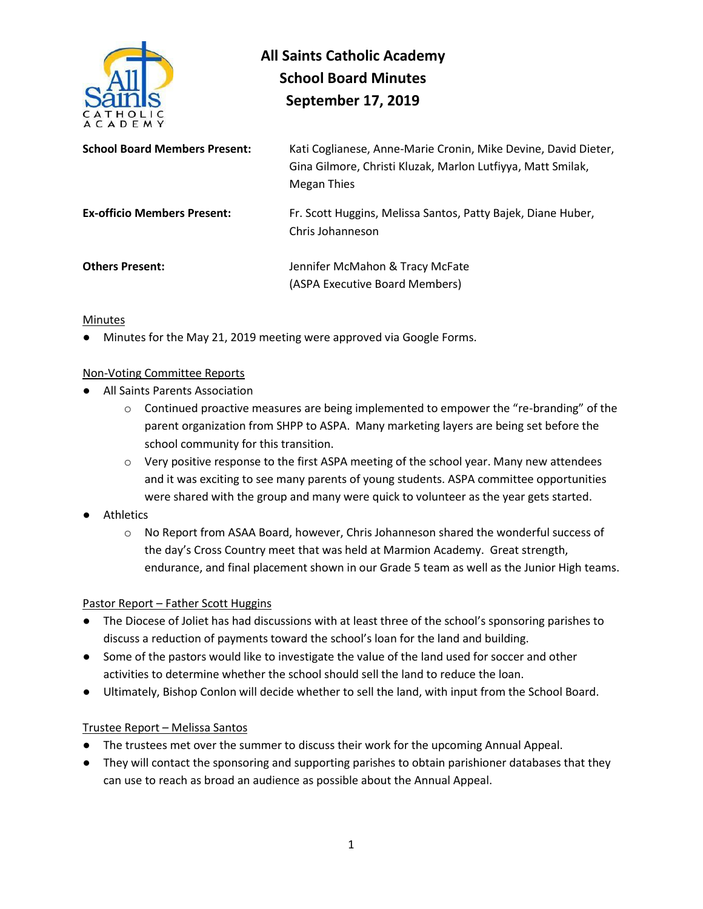# All Saints Catholic Academy
## School Board Minutes
## September 17, 2019

**School Board Members Present:** Kati Coglianese, Anne-Marie Cronin, Mike Devine, David Dieter, Gina Gilmore, Christi Kluzak, Marlon Lutfiyya, Matt Smilak, Megan Thies

**Ex-officio Members Present:** Fr. Scott Huggins, Melissa Santos, Patty Bajek, Diane Huber, Chris Johanneson

**Others Present:** Jennifer McMahon & Tracy McFate (ASPA Executive Board Members)

<u>Minutes</u>

- Minutes for the May 21, 2019 meeting were approved via Google Forms.

<u>Non-Voting Committee Reports</u>

- All Saints Parents Association
  - Continued proactive measures are being implemented to empower the "re-branding" of the parent organization from SHPP to ASPA. Many marketing layers are being set before the school community for this transition.
  - Very positive response to the first ASPA meeting of the school year. Many new attendees and it was exciting to see many parents of young students. ASPA committee opportunities were shared with the group and many were quick to volunteer as the year gets started.
- Athletics
  - No Report from ASAA Board, however, Chris Johanneson shared the wonderful success of the day's Cross Country meet that was held at Marmion Academy. Great strength, endurance, and final placement shown in our Grade 5 team as well as the Junior High teams.

<u>Pastor Report – Father Scott Huggins</u>

- The Diocese of Joliet has had discussions with at least three of the school's sponsoring parishes to discuss a reduction of payments toward the school's loan for the land and building.
- Some of the pastors would like to investigate the value of the land used for soccer and other activities to determine whether the school should sell the land to reduce the loan.
- Ultimately, Bishop Conlon will decide whether to sell the land, with input from the School Board.

<u>Trustee Report – Melissa Santos</u>

- The trustees met over the summer to discuss their work for the upcoming Annual Appeal.
- They will contact the sponsoring and supporting parishes to obtain parishioner databases that they can use to reach as broad an audience as possible about the Annual Appeal.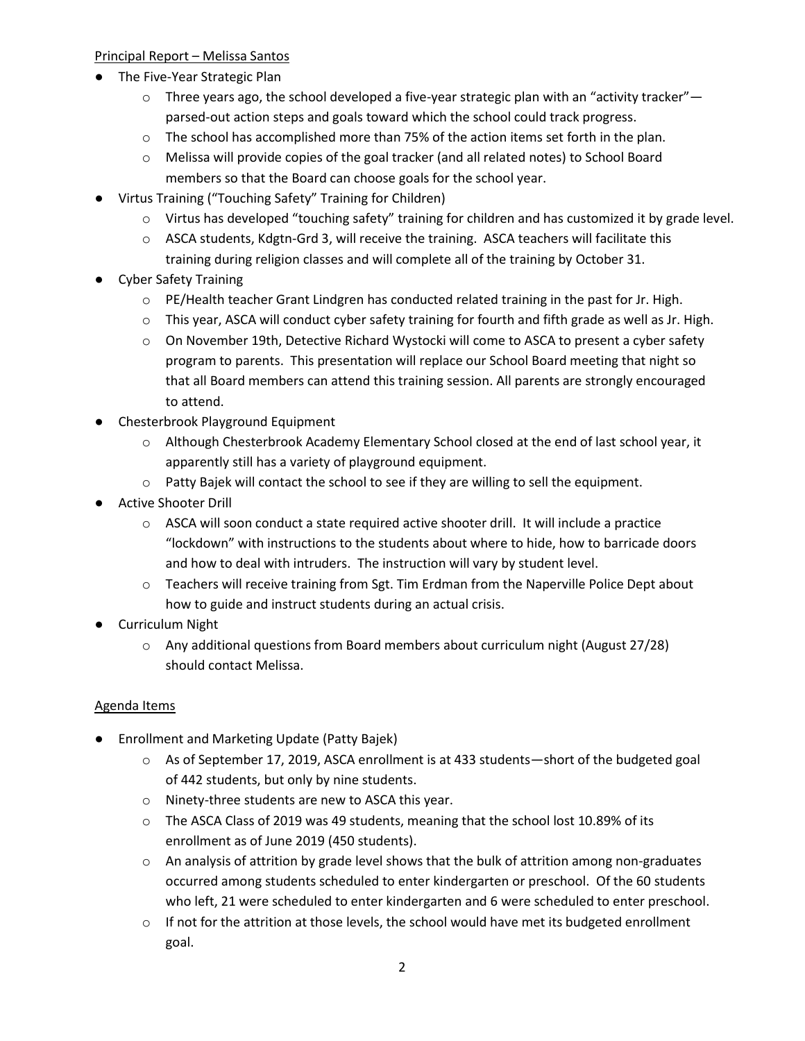Principal Report – Melissa Santos

- The Five-Year Strategic Plan
  - Three years ago, the school developed a five-year strategic plan with an "activity tracker"—parsed-out action steps and goals toward which the school could track progress.
  - The school has accomplished more than 75% of the action items set forth in the plan.
  - Melissa will provide copies of the goal tracker (and all related notes) to School Board members so that the Board can choose goals for the school year.
- Virtus Training ("Touching Safety" Training for Children)
  - Virtus has developed "touching safety" training for children and has customized it by grade level.
  - ASCA students, Kdgtn-Grd 3, will receive the training. ASCA teachers will facilitate this training during religion classes and will complete all of the training by October 31.
- Cyber Safety Training
  - PE/Health teacher Grant Lindgren has conducted related training in the past for Jr. High.
  - This year, ASCA will conduct cyber safety training for fourth and fifth grade as well as Jr. High.
  - On November 19th, Detective Richard Wystocki will come to ASCA to present a cyber safety program to parents. This presentation will replace our School Board meeting that night so that all Board members can attend this training session. All parents are strongly encouraged to attend.
- Chesterbrook Playground Equipment
  - Although Chesterbrook Academy Elementary School closed at the end of last school year, it apparently still has a variety of playground equipment.
  - Patty Bajek will contact the school to see if they are willing to sell the equipment.
- Active Shooter Drill
  - ASCA will soon conduct a state required active shooter drill. It will include a practice "lockdown" with instructions to the students about where to hide, how to barricade doors and how to deal with intruders. The instruction will vary by student level.
  - Teachers will receive training from Sgt. Tim Erdman from the Naperville Police Dept about how to guide and instruct students during an actual crisis.
- Curriculum Night
  - Any additional questions from Board members about curriculum night (August 27/28) should contact Melissa.

Agenda Items

- Enrollment and Marketing Update (Patty Bajek)
  - As of September 17, 2019, ASCA enrollment is at 433 students—short of the budgeted goal of 442 students, but only by nine students.
  - Ninety-three students are new to ASCA this year.
  - The ASCA Class of 2019 was 49 students, meaning that the school lost 10.89% of its enrollment as of June 2019 (450 students).
  - An analysis of attrition by grade level shows that the bulk of attrition among non-graduates occurred among students scheduled to enter kindergarten or preschool. Of the 60 students who left, 21 were scheduled to enter kindergarten and 6 were scheduled to enter preschool.
  - If not for the attrition at those levels, the school would have met its budgeted enrollment goal.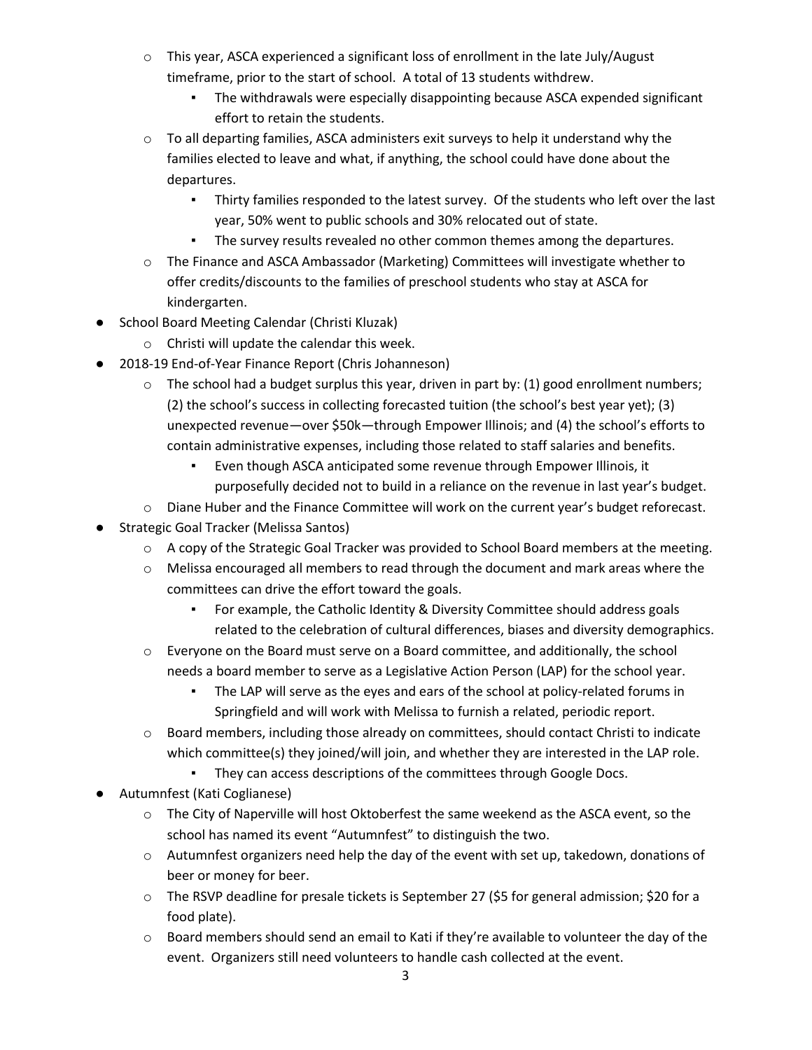- This year, ASCA experienced a significant loss of enrollment in the late July/August timeframe, prior to the start of school. A total of 13 students withdrew.
    - The withdrawals were especially disappointing because ASCA expended significant effort to retain the students.
- To all departing families, ASCA administers exit surveys to help it understand why the families elected to leave and what, if anything, the school could have done about the departures.
    - Thirty families responded to the latest survey. Of the students who left over the last year, 50% went to public schools and 30% relocated out of state.
    - The survey results revealed no other common themes among the departures.
- The Finance and ASCA Ambassador (Marketing) Committees will investigate whether to offer credits/discounts to the families of preschool students who stay at ASCA for kindergarten.

- School Board Meeting Calendar (Christi Kluzak)
    - Christi will update the calendar this week.
- 2018-19 End-of-Year Finance Report (Chris Johanneson)
    - The school had a budget surplus this year, driven in part by: (1) good enrollment numbers; (2) the school's success in collecting forecasted tuition (the school's best year yet); (3) unexpected revenue—over $50k—through Empower Illinois; and (4) the school's efforts to contain administrative expenses, including those related to staff salaries and benefits.
        - Even though ASCA anticipated some revenue through Empower Illinois, it purposefully decided not to build in a reliance on the revenue in last year's budget.
    - Diane Huber and the Finance Committee will work on the current year's budget reforecast.
- Strategic Goal Tracker (Melissa Santos)
    - A copy of the Strategic Goal Tracker was provided to School Board members at the meeting.
    - Melissa encouraged all members to read through the document and mark areas where the committees can drive the effort toward the goals.
        - For example, the Catholic Identity & Diversity Committee should address goals related to the celebration of cultural differences, biases and diversity demographics.
    - Everyone on the Board must serve on a Board committee, and additionally, the school needs a board member to serve as a Legislative Action Person (LAP) for the school year.
        - The LAP will serve as the eyes and ears of the school at policy-related forums in Springfield and will work with Melissa to furnish a related, periodic report.
    - Board members, including those already on committees, should contact Christi to indicate which committee(s) they joined/will join, and whether they are interested in the LAP role.
        - They can access descriptions of the committees through Google Docs.
- Autumnfest (Kati Coglianese)
    - The City of Naperville will host Oktoberfest the same weekend as the ASCA event, so the school has named its event "Autumnfest" to distinguish the two.
    - Autumnfest organizers need help the day of the event with set up, takedown, donations of beer or money for beer.
    - The RSVP deadline for presale tickets is September 27 ($5 for general admission; $20 for a food plate).
    - Board members should send an email to Kati if they're available to volunteer the day of the event. Organizers still need volunteers to handle cash collected at the event.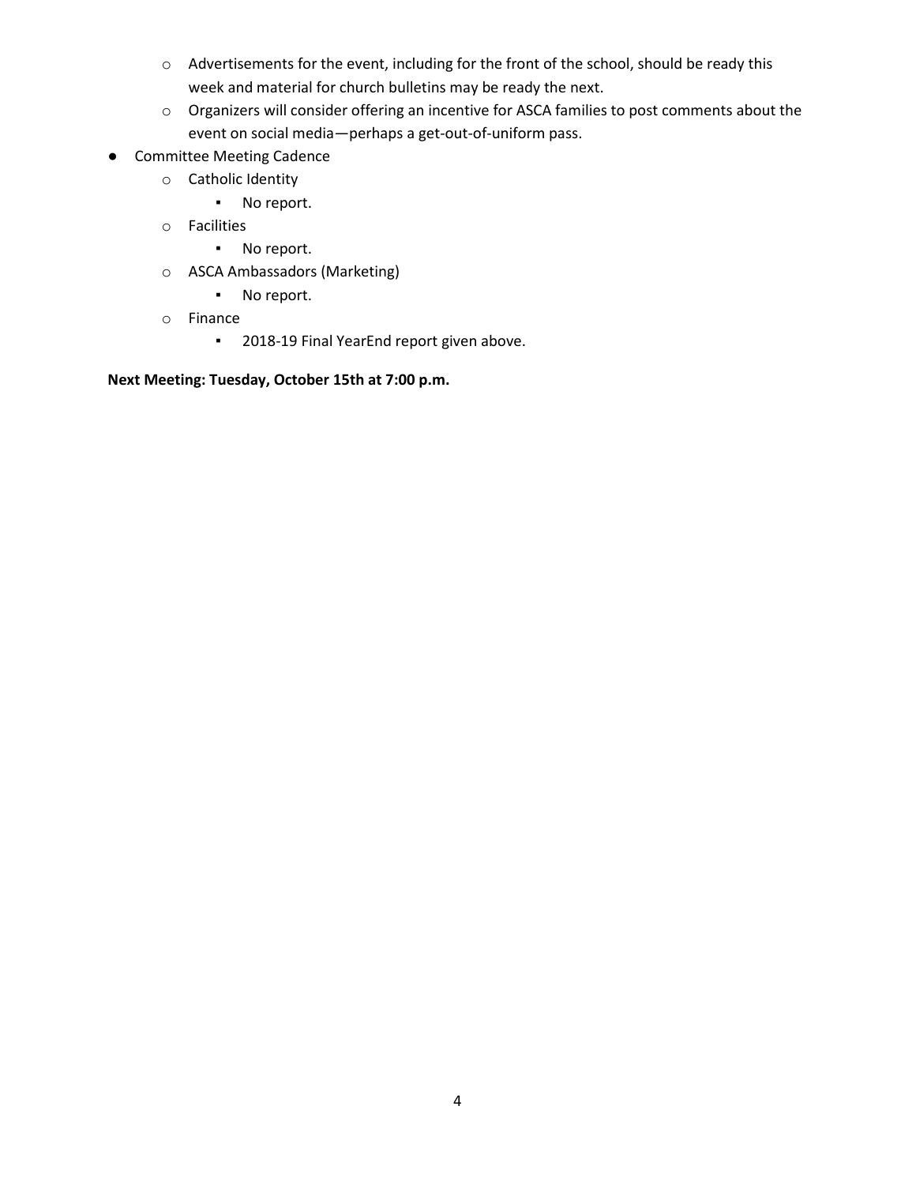- Advertisements for the event, including for the front of the school, should be ready this week and material for church bulletins may be ready the next.
  - Organizers will consider offering an incentive for ASCA families to post comments about the event on social media—perhaps a get-out-of-uniform pass.
- Committee Meeting Cadence
  - Catholic Identity
    - No report.
  - Facilities
    - No report.
  - ASCA Ambassadors (Marketing)
    - No report.
  - Finance
    - 2018-19 Final YearEnd report given above.

**Next Meeting: Tuesday, October 15th at 7:00 p.m.**